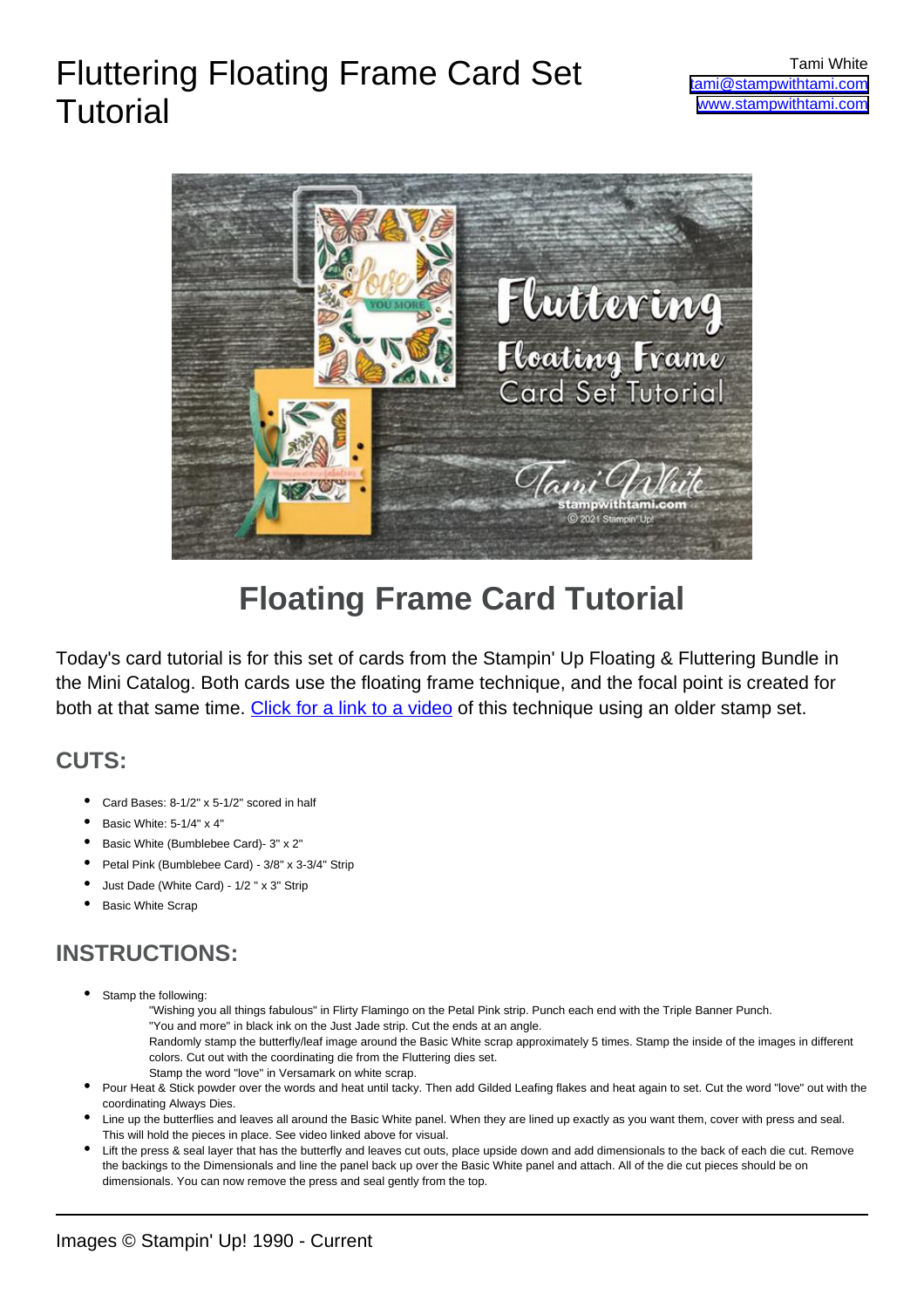# Fluttering Floating Frame Card Set Tutorial

Tami White
tami@stampwithtami.com
www.stampwithtami.com

## Floating Frame Card Tutorial

Today's card tutorial is for this set of cards from the Stampin' Up Floating & Fluttering Bundle in the Mini Catalog. Both cards use the floating frame technique, and the focal point is created for both at that same time. Click for a link to a video of this technique using an older stamp set.

### CUTS:

- Card Bases: 8-1/2" x 5-1/2" scored in half
- Basic White: 5-1/4" x 4"
- Basic White (Bumblebee Card)- 3" x 2"
- Petal Pink (Bumblebee Card) - 3/8" x 3-3/4" Strip
- Just Dade (White Card) - 1/2 " x 3" Strip
- Basic White Scrap

### INSTRUCTIONS:

- Stamp the following:
  - "Wishing you all things fabulous" in Flirty Flamingo on the Petal Pink strip. Punch each end with the Triple Banner Punch.
  - "You and more" in black ink on the Just Jade strip. Cut the ends at an angle.
  - Randomly stamp the butterfly/leaf image around the Basic White scrap approximately 5 times. Stamp the inside of the images in different colors. Cut out with the coordinating die from the Fluttering dies set.
  - Stamp the word "love" in Versamark on white scrap.
- Pour Heat & Stick powder over the words and heat until tacky. Then add Gilded Leafing flakes and heat again to set. Cut the word "love" out with the coordinating Always Dies.
- Line up the butterflies and leaves all around the Basic White panel. When they are lined up exactly as you want them, cover with press and seal. This will hold the pieces in place. See video linked above for visual.
- Lift the press & seal layer that has the butterfly and leaves cut outs, place upside down and add dimensionals to the back of each die cut. Remove the backings to the Dimensionals and line the panel back up over the Basic White panel and attach. All of the die cut pieces should be on dimensionals. You can now remove the press and seal gently from the top.

Images © Stampin' Up! 1990 - Current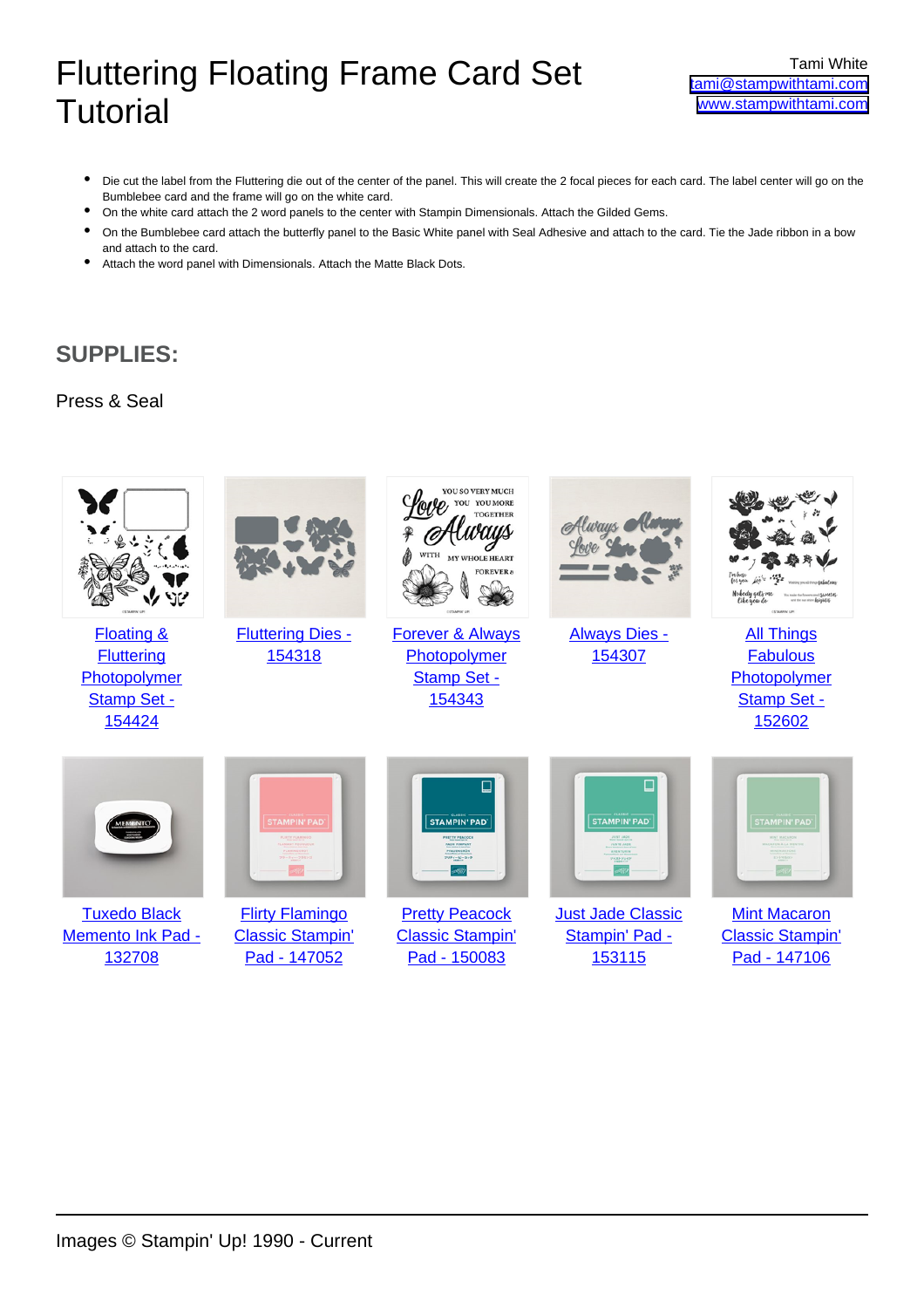# Fluttering Floating Frame Card Set Tutorial

Tami White
tami@stampwithtami.com
www.stampwithtami.com

- Die cut the label from the Fluttering die out of the center of the panel. This will create the 2 focal pieces for each card. The label center will go on the Bumblebee card and the frame will go on the white card.
- On the white card attach the 2 word panels to the center with Stampin Dimensionals. Attach the Gilded Gems.
- On the Bumblebee card attach the butterfly panel to the Basic White panel with Seal Adhesive and attach to the card. Tie the Jade ribbon in a bow and attach to the card.
- Attach the word panel with Dimensionals. Attach the Matte Black Dots.

## SUPPLIES:

Press & Seal

- Floating & Fluttering Photopolymer Stamp Set - 154424
- Fluttering Dies - 154318
- Forever & Always Photopolymer Stamp Set - 154343
- Always Dies - 154307
- All Things Fabulous Photopolymer Stamp Set - 152602
- Tuxedo Black Memento Ink Pad - 132708
- Flirty Flamingo Classic Stampin' Pad - 147052
- Pretty Peacock Classic Stampin' Pad - 150083
- Just Jade Classic Stampin' Pad - 153115
- Mint Macaron Classic Stampin' Pad - 147106

Images © Stampin' Up! 1990 - Current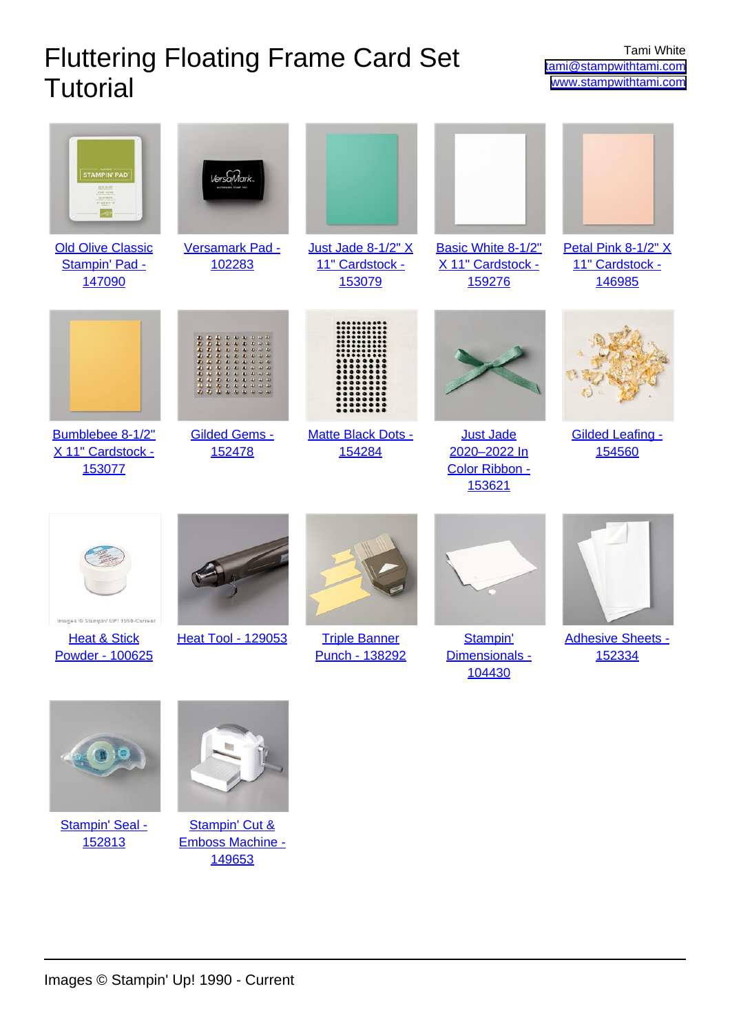# Fluttering Floating Frame Card Set Tutorial

Tami White
tami@stampwithtami.com
www.stampwithtami.com

Old Olive Classic Stampin' Pad - 147090

Versamark Pad - 102283

Just Jade 8-1/2" X 11" Cardstock - 153079

Basic White 8-1/2" X 11" Cardstock - 159276

Petal Pink 8-1/2" X 11" Cardstock - 146985

Bumblebee 8-1/2" X 11" Cardstock - 153077

Gilded Gems - 152478

Matte Black Dots - 154284

Just Jade 2020–2022 In Color Ribbon - 153621

Gilded Leafing - 154560

Heat & Stick Powder - 100625

Heat Tool - 129053

Triple Banner Punch - 138292

Stampin' Dimensionals - 104430

Adhesive Sheets - 152334

Stampin' Seal - 152813

Stampin' Cut & Emboss Machine - 149653

Images © Stampin' Up! 1990 - Current